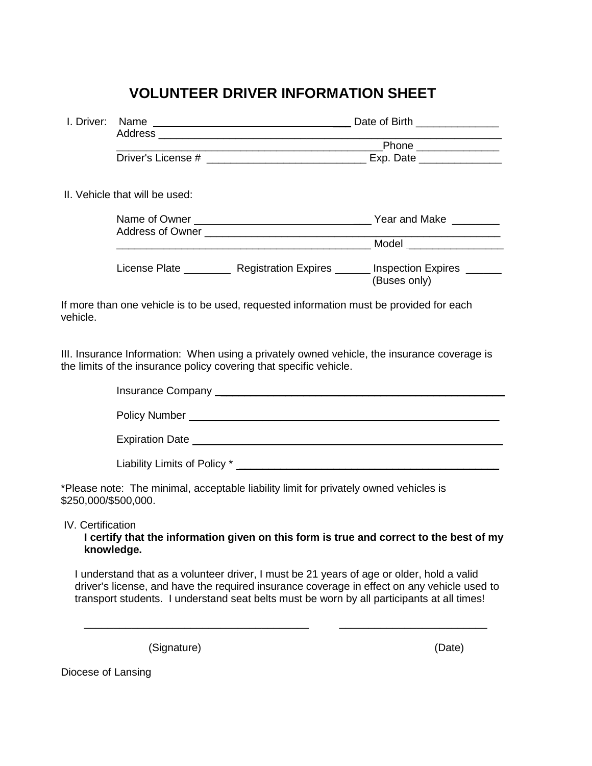# VOLUNTEER DRIVER INFORMATION SHEET

I. Driver: Name _________________________________ Date of Birth ______________

Address ____________________________________________________________

_____________________________________________ Phone ______________

Driver's License # __________________________ Exp. Date ______________

II. Vehicle that will be used:

Name of Owner ______________________________ Year and Make ________

Address of Owner ____________________________________________________

____________________________________________ Model ________________

License Plate ________ Registration Expires ______ Inspection Expires ______ (Buses only)

If more than one vehicle is to be used, requested information must be provided for each vehicle.

III. Insurance Information: When using a privately owned vehicle, the insurance coverage is the limits of the insurance policy covering that specific vehicle.

Insurance Company ______________________________________________

Policy Number ______________________________________________

Expiration Date ______________________________________________

Liability Limits of Policy * ______________________________________

*Please note: The minimal, acceptable liability limit for privately owned vehicles is $250,000/$500,000.

IV. Certification

**I certify that the information given on this form is true and correct to the best of my knowledge.**

I understand that as a volunteer driver, I must be 21 years of age or older, hold a valid driver's license, and have the required insurance coverage in effect on any vehicle used to transport students. I understand seat belts must be worn by all participants at all times!

_______________________________________ _________________________

(Signature) (Date)

Diocese of Lansing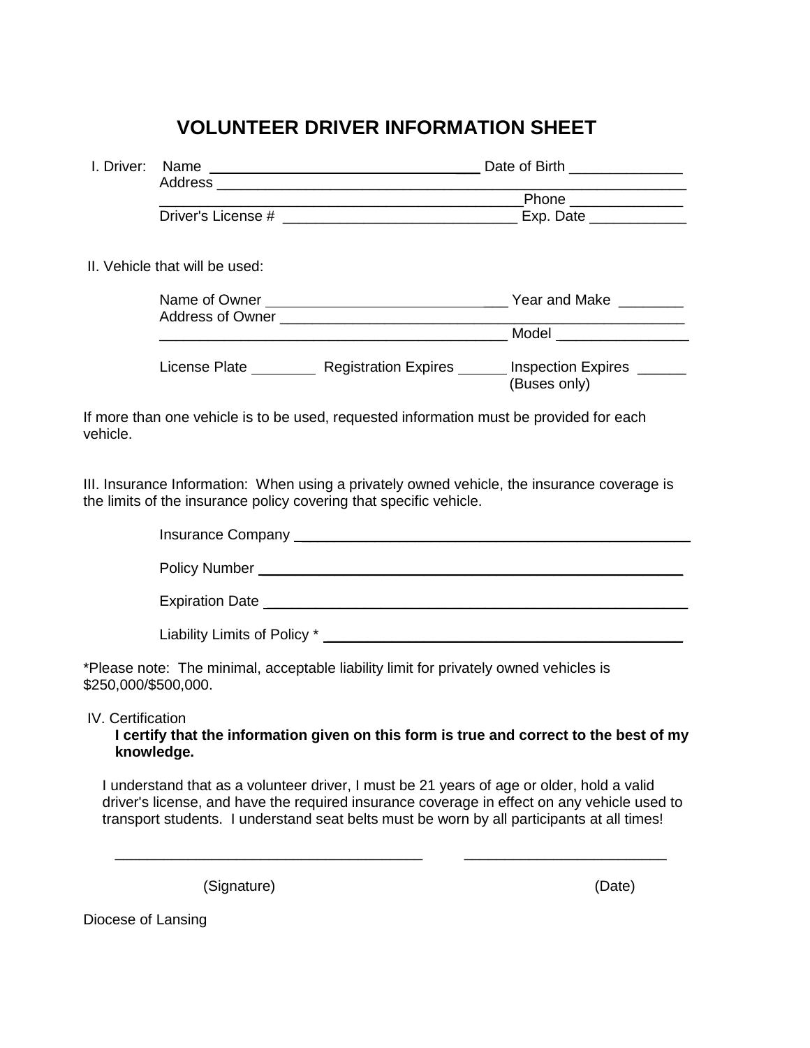# VOLUNTEER DRIVER INFORMATION SHEET

I. Driver: Name ______________________________ Date of Birth ______________

Address ____________________________________________________________

____________________________________________ Phone ______________

Driver's License # ____________________________ Exp. Date ____________

II. Vehicle that will be used:

Name of Owner ____________________________ Year and Make ________

Address of Owner ___________________________________________________

____________________________________________ Model ________________

License Plate ________ Registration Expires ______ Inspection Expires ______ (Buses only)

If more than one vehicle is to be used, requested information must be provided for each vehicle.

III. Insurance Information: When using a privately owned vehicle, the insurance coverage is the limits of the insurance policy covering that specific vehicle.

Insurance Company ______________________________________________

Policy Number __________________________________________________

Expiration Date _________________________________________________

Liability Limits of Policy * _______________________________________

*Please note: The minimal, acceptable liability limit for privately owned vehicles is $250,000/$500,000.

IV. Certification

**I certify that the information given on this form is true and correct to the best of my knowledge.**

I understand that as a volunteer driver, I must be 21 years of age or older, hold a valid driver's license, and have the required insurance coverage in effect on any vehicle used to transport students. I understand seat belts must be worn by all participants at all times!

______________________________________ ________________________

(Signature) (Date)

Diocese of Lansing